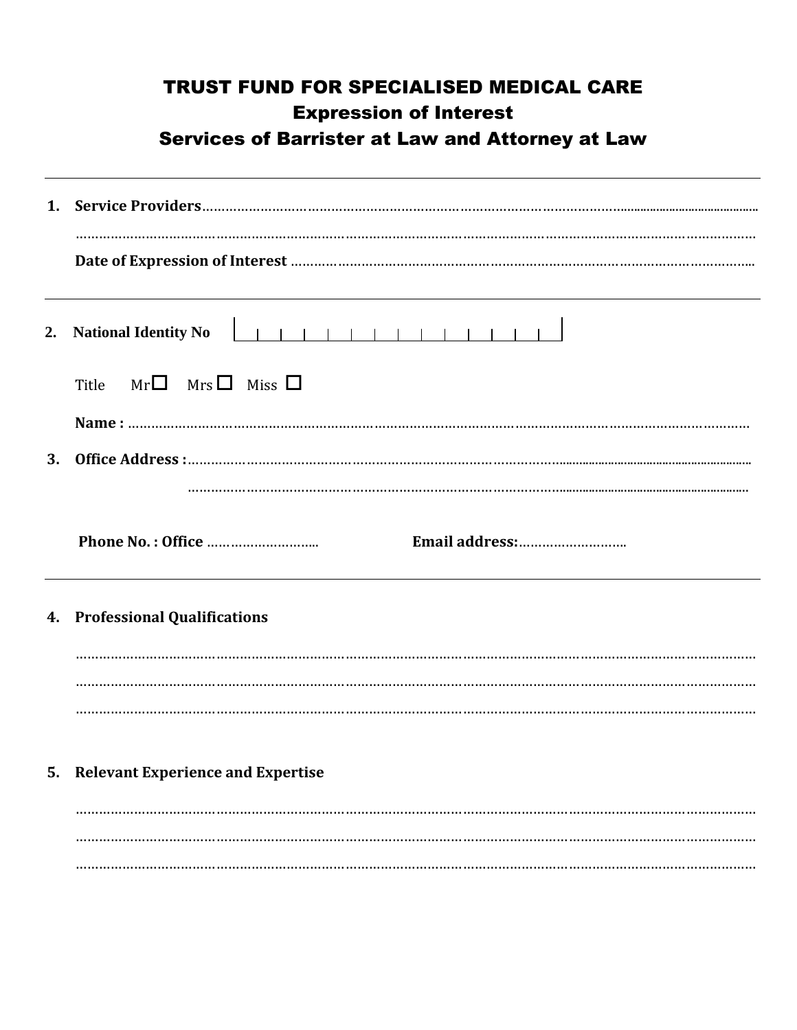# TRUST FUND FOR SPECIALISED MEDICAL CARE

## Expression of Interest

## Services of Barrister at Law and Attorney at Law

---

1. **Service Providers**……………………………………………………………………………………………………………………

   ……………………………………………………………………………………………………………………………………………

   **Date of Expression of Interest** ……………………………………………………………………………………………

---

2. **National Identity No** | | | | | | | | | | | | | | |

   Title Mr ☐ Mrs ☐ Miss ☐

   **Name :** ……………………………………………………………………………………………………………………………

3. **Office Address :**…………………………………………………………………………………………………………………

   …………………………………………………………………………………………………………………

   **Phone No. : Office** ……………………….. **Email address:**……………………….

---

4. **Professional Qualifications**

   ……………………………………………………………………………………………………………………………………………

   ……………………………………………………………………………………………………………………………………………

   ……………………………………………………………………………………………………………………………………………

5. **Relevant Experience and Expertise**

   ……………………………………………………………………………………………………………………………………………

   ……………………………………………………………………………………………………………………………………………

   ……………………………………………………………………………………………………………………………………………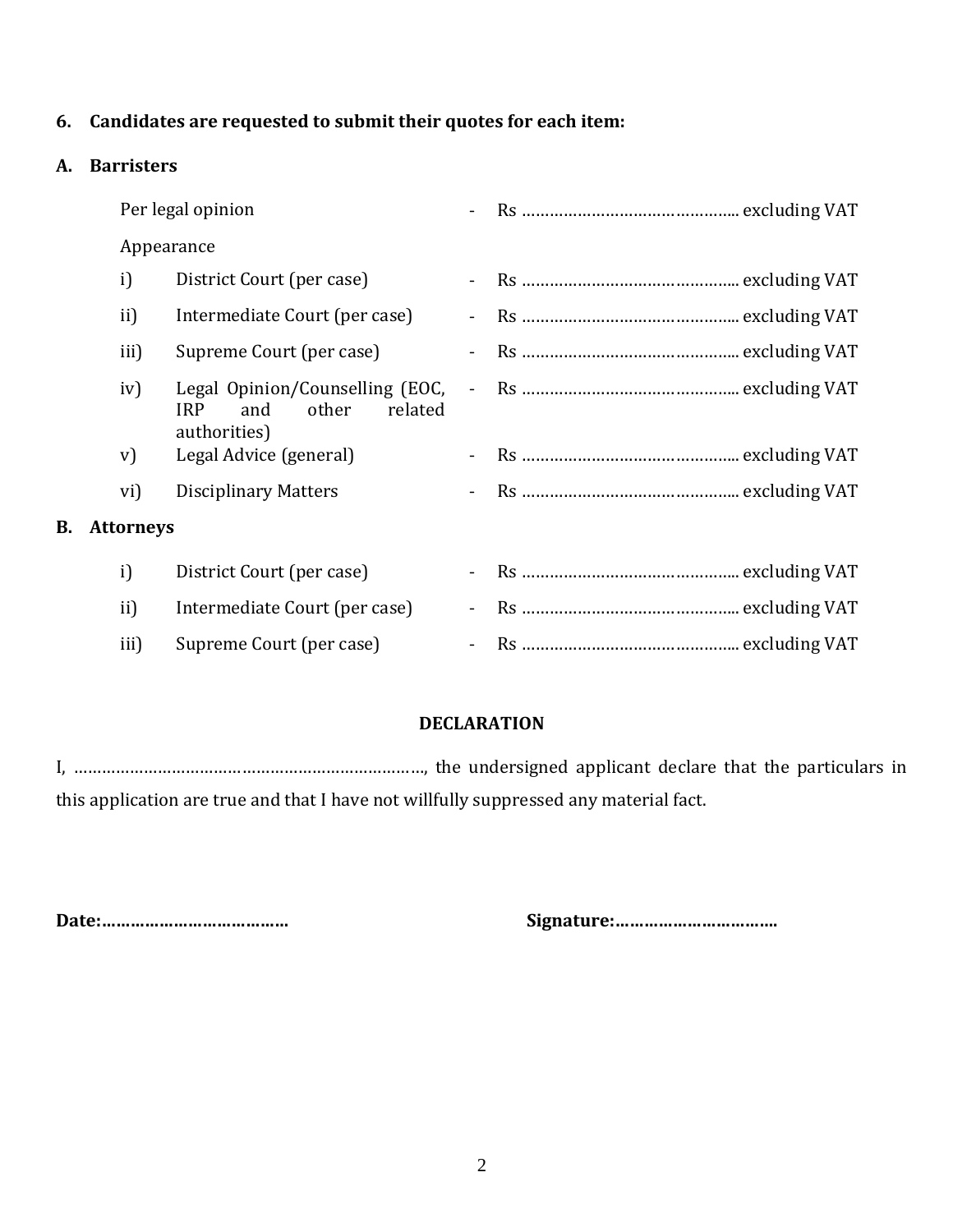**6. Candidates are requested to submit their quotes for each item:**

**A. Barristers**

| | | | |
|---|---|---|---|
| Per legal opinion | | - | Rs ……………………………………….. excluding VAT |
| Appearance | | | |
| i) | District Court (per case) | - | Rs ……………………………………….. excluding VAT |
| ii) | Intermediate Court (per case) | - | Rs ……………………………………….. excluding VAT |
| iii) | Supreme Court (per case) | - | Rs ……………………………………….. excluding VAT |
| iv) | Legal Opinion/Counselling (EOC, IRP and other related authorities) | - | Rs ……………………………………….. excluding VAT |
| v) | Legal Advice (general) | - | Rs ……………………………………….. excluding VAT |
| vi) | Disciplinary Matters | - | Rs ……………………………………….. excluding VAT |

**B. Attorneys**

| | | | |
|---|---|---|---|
| i) | District Court (per case) | - | Rs ……………………………………….. excluding VAT |
| ii) | Intermediate Court (per case) | - | Rs ……………………………………….. excluding VAT |
| iii) | Supreme Court (per case) | - | Rs ……………………………………….. excluding VAT |

**DECLARATION**

I, ………………………………………………………………….., the undersigned applicant declare that the particulars in this application are true and that I have not willfully suppressed any material fact.

**Date:……………………………….** **Signature:…………………………..**